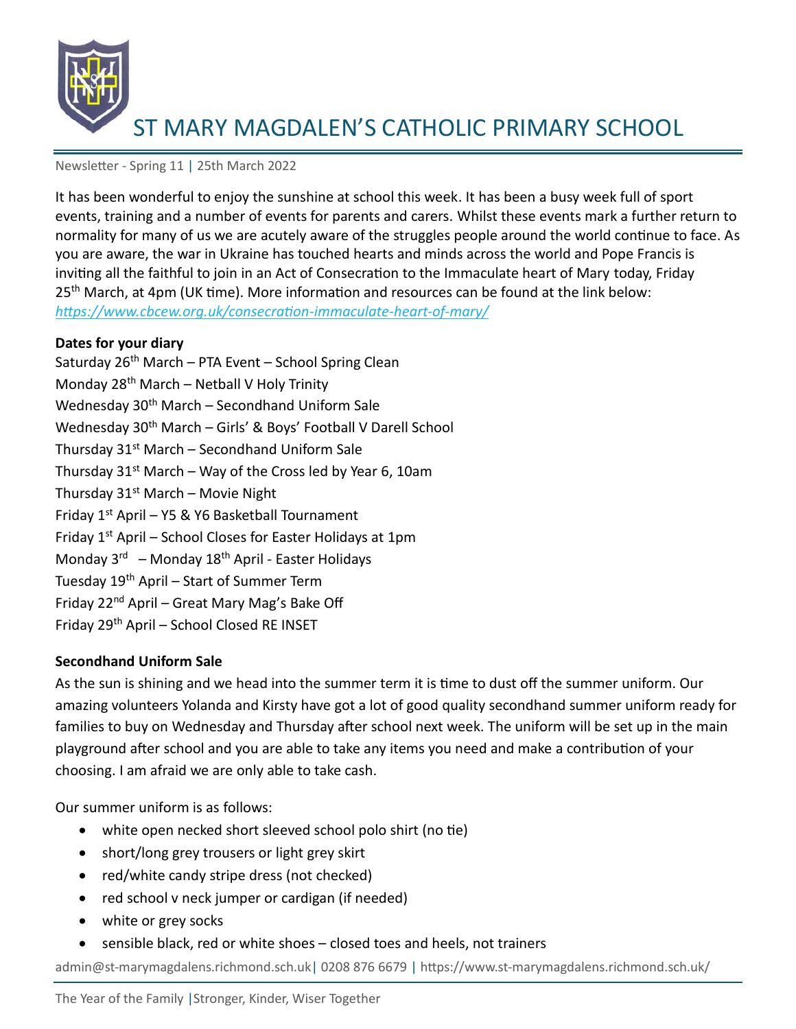# ST MARY MAGDALEN'S CATHOLIC PRIMARY SCHOOL

Newsletter - Spring 11 | 25th March 2022

It has been wonderful to enjoy the sunshine at school this week. It has been a busy week full of sport events, training and a number of events for parents and carers. Whilst these events mark a further return to normality for many of us we are acutely aware of the struggles people around the world continue to face. As you are aware, the war in Ukraine has touched hearts and minds across the world and Pope Francis is inviting all the faithful to join in an Act of Consecration to the Immaculate heart of Mary today, Friday 25th March, at 4pm (UK time). More information and resources can be found at the link below:
*https://www.cbcew.org.uk/consecration-immaculate-heart-of-mary/*

**Dates for your diary**

Saturday 26th March – PTA Event – School Spring Clean
Monday 28th March – Netball V Holy Trinity
Wednesday 30th March – Secondhand Uniform Sale
Wednesday 30th March – Girls' & Boys' Football V Darell School
Thursday 31st March – Secondhand Uniform Sale
Thursday 31st March – Way of the Cross led by Year 6, 10am
Thursday 31st March – Movie Night
Friday 1st April – Y5 & Y6 Basketball Tournament
Friday 1st April – School Closes for Easter Holidays at 1pm
Monday 3rd – Monday 18th April - Easter Holidays
Tuesday 19th April – Start of Summer Term
Friday 22nd April – Great Mary Mag's Bake Off
Friday 29th April – School Closed RE INSET

**Secondhand Uniform Sale**

As the sun is shining and we head into the summer term it is time to dust off the summer uniform. Our amazing volunteers Yolanda and Kirsty have got a lot of good quality secondhand summer uniform ready for families to buy on Wednesday and Thursday after school next week. The uniform will be set up in the main playground after school and you are able to take any items you need and make a contribution of your choosing. I am afraid we are only able to take cash.

Our summer uniform is as follows:

- white open necked short sleeved school polo shirt (no tie)
- short/long grey trousers or light grey skirt
- red/white candy stripe dress (not checked)
- red school v neck jumper or cardigan (if needed)
- white or grey socks
- sensible black, red or white shoes – closed toes and heels, not trainers

admin@st-marymagdalens.richmond.sch.uk | 0208 876 6679 | https://www.st-marymagdalens.richmond.sch.uk/

The Year of the Family | Stronger, Kinder, Wiser Together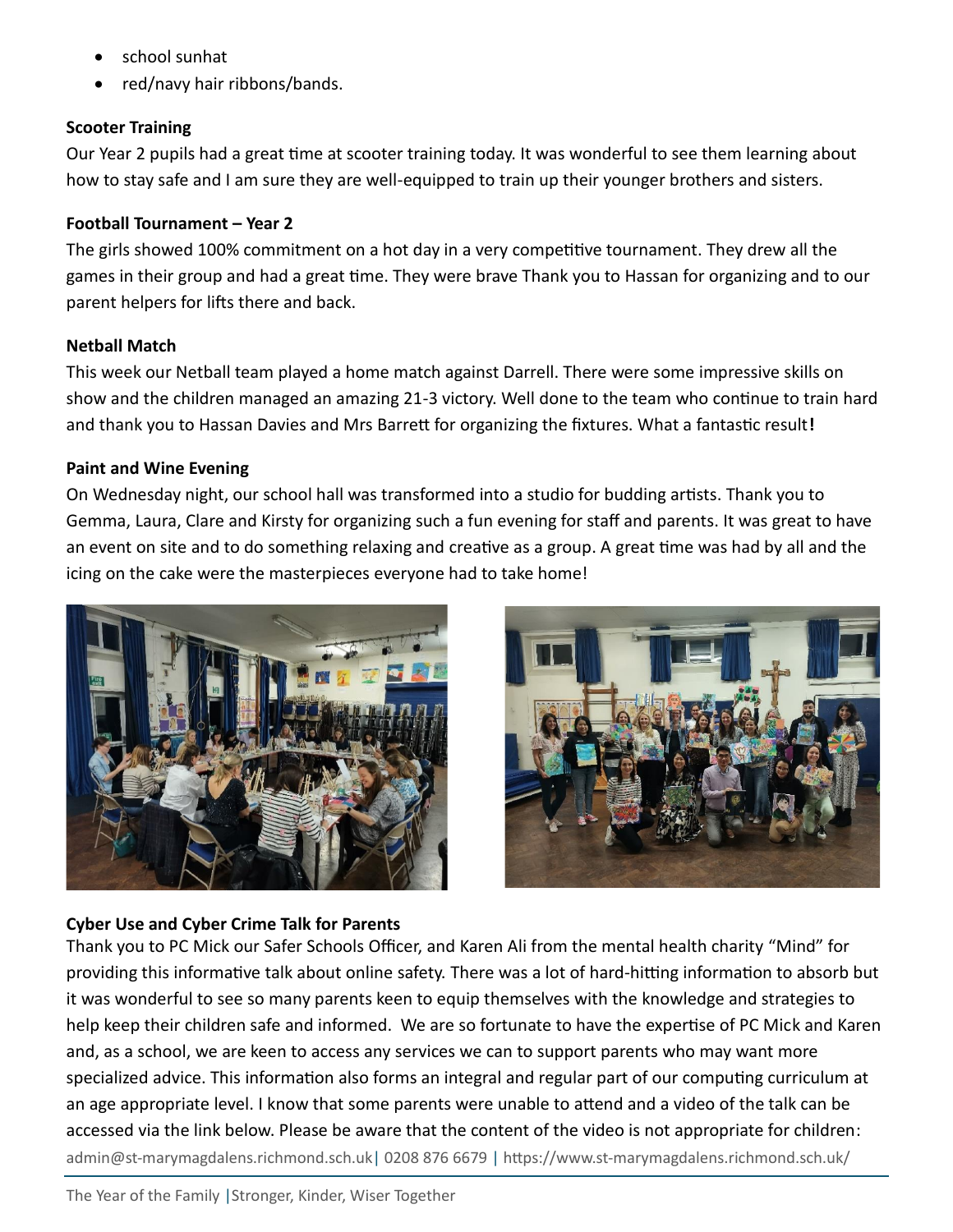- school sunhat
- red/navy hair ribbons/bands.

**Scooter Training**

Our Year 2 pupils had a great time at scooter training today. It was wonderful to see them learning about how to stay safe and I am sure they are well-equipped to train up their younger brothers and sisters.

**Football Tournament – Year 2**

The girls showed 100% commitment on a hot day in a very competitive tournament. They drew all the games in their group and had a great time. They were brave Thank you to Hassan for organizing and to our parent helpers for lifts there and back.

**Netball Match**

This week our Netball team played a home match against Darrell. There were some impressive skills on show and the children managed an amazing 21-3 victory. Well done to the team who continue to train hard and thank you to Hassan Davies and Mrs Barrett for organizing the fixtures. What a fantastic result**!**

**Paint and Wine Evening**

On Wednesday night, our school hall was transformed into a studio for budding artists. Thank you to Gemma, Laura, Clare and Kirsty for organizing such a fun evening for staff and parents. It was great to have an event on site and to do something relaxing and creative as a group. A great time was had by all and the icing on the cake were the masterpieces everyone had to take home!

**Cyber Use and Cyber Crime Talk for Parents**

Thank you to PC Mick our Safer Schools Officer, and Karen Ali from the mental health charity "Mind" for providing this informative talk about online safety. There was a lot of hard-hitting information to absorb but it was wonderful to see so many parents keen to equip themselves with the knowledge and strategies to help keep their children safe and informed. We are so fortunate to have the expertise of PC Mick and Karen and, as a school, we are keen to access any services we can to support parents who may want more specialized advice. This information also forms an integral and regular part of our computing curriculum at an age appropriate level. I know that some parents were unable to attend and a video of the talk can be accessed via the link below. Please be aware that the content of the video is not appropriate for children: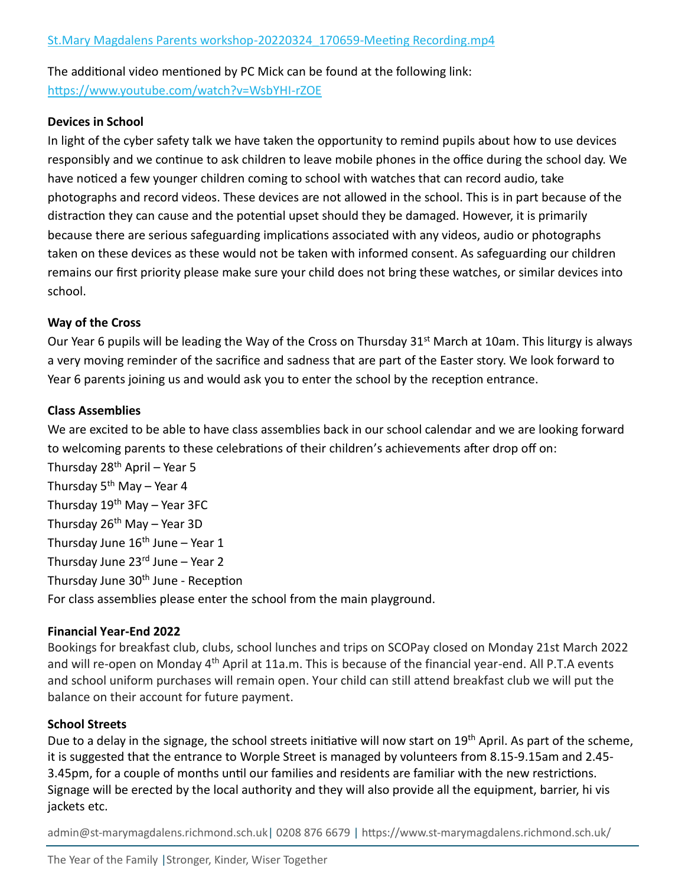St.Mary Magdalens Parents workshop-20220324_170659-Meeting Recording.mp4

The additional video mentioned by PC Mick can be found at the following link:
https://www.youtube.com/watch?v=WsbYHI-rZOE

**Devices in School**

In light of the cyber safety talk we have taken the opportunity to remind pupils about how to use devices responsibly and we continue to ask children to leave mobile phones in the office during the school day. We have noticed a few younger children coming to school with watches that can record audio, take photographs and record videos. These devices are not allowed in the school. This is in part because of the distraction they can cause and the potential upset should they be damaged. However, it is primarily because there are serious safeguarding implications associated with any videos, audio or photographs taken on these devices as these would not be taken with informed consent. As safeguarding our children remains our first priority please make sure your child does not bring these watches, or similar devices into school.

**Way of the Cross**

Our Year 6 pupils will be leading the Way of the Cross on Thursday 31st March at 10am. This liturgy is always a very moving reminder of the sacrifice and sadness that are part of the Easter story. We look forward to Year 6 parents joining us and would ask you to enter the school by the reception entrance.

**Class Assemblies**

We are excited to be able to have class assemblies back in our school calendar and we are looking forward to welcoming parents to these celebrations of their children's achievements after drop off on:

Thursday 28th April – Year 5
Thursday 5th May – Year 4
Thursday 19th May – Year 3FC
Thursday 26th May – Year 3D
Thursday June 16th June – Year 1
Thursday June 23rd June – Year 2
Thursday June 30th June - Reception

For class assemblies please enter the school from the main playground.

**Financial Year-End 2022**

Bookings for breakfast club, clubs, school lunches and trips on SCOPay closed on Monday 21st March 2022 and will re-open on Monday 4th April at 11a.m. This is because of the financial year-end. All P.T.A events and school uniform purchases will remain open. Your child can still attend breakfast club we will put the balance on their account for future payment.

**School Streets**

Due to a delay in the signage, the school streets initiative will now start on 19th April. As part of the scheme, it is suggested that the entrance to Worple Street is managed by volunteers from 8.15-9.15am and 2.45-3.45pm, for a couple of months until our families and residents are familiar with the new restrictions. Signage will be erected by the local authority and they will also provide all the equipment, barrier, hi vis jackets etc.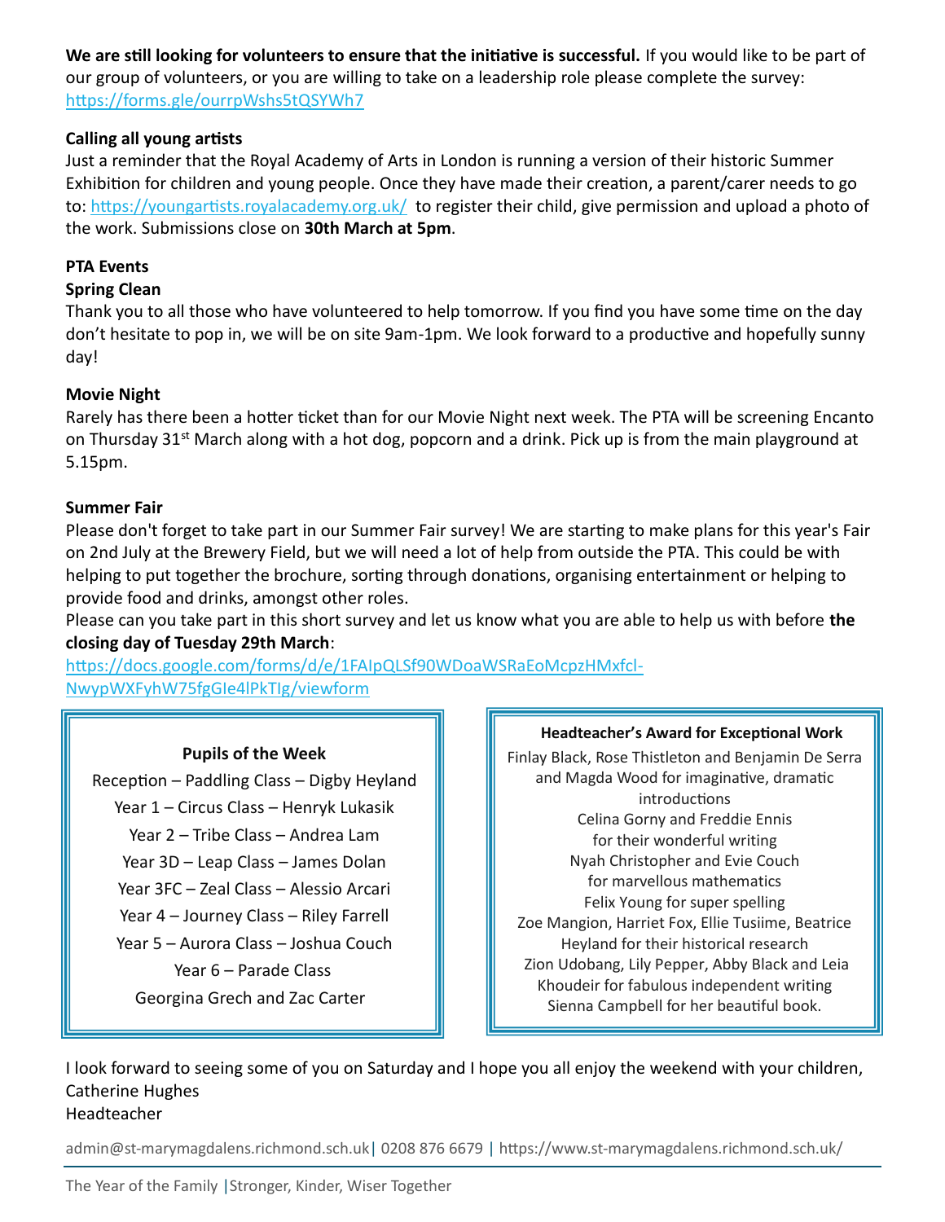**We are still looking for volunteers to ensure that the initiative is successful.** If you would like to be part of our group of volunteers, or you are willing to take on a leadership role please complete the survey: https://forms.gle/ourrpWshs5tQSYWh7

**Calling all young artists**

Just a reminder that the Royal Academy of Arts in London is running a version of their historic Summer Exhibition for children and young people. Once they have made their creation, a parent/carer needs to go to: https://youngartists.royalacademy.org.uk/ to register their child, give permission and upload a photo of the work. Submissions close on **30th March at 5pm**.

**PTA Events**

**Spring Clean**

Thank you to all those who have volunteered to help tomorrow. If you find you have some time on the day don't hesitate to pop in, we will be on site 9am-1pm. We look forward to a productive and hopefully sunny day!

**Movie Night**

Rarely has there been a hotter ticket than for our Movie Night next week. The PTA will be screening Encanto on Thursday 31st March along with a hot dog, popcorn and a drink. Pick up is from the main playground at 5.15pm.

**Summer Fair**

Please don't forget to take part in our Summer Fair survey! We are starting to make plans for this year's Fair on 2nd July at the Brewery Field, but we will need a lot of help from outside the PTA. This could be with helping to put together the brochure, sorting through donations, organising entertainment or helping to provide food and drinks, amongst other roles.

Please can you take part in this short survey and let us know what you are able to help us with before **the closing day of Tuesday 29th March**:

https://docs.google.com/forms/d/e/1FAIpQLSf90WDoaWSRaEoMcpzHMxfcl-NwypWXFyhW75fgGIe4lPkTIg/viewform

**Pupils of the Week**

Reception – Paddling Class – Digby Heyland

Year 1 – Circus Class – Henryk Lukasik

Year 2 – Tribe Class – Andrea Lam

Year 3D – Leap Class – James Dolan

Year 3FC – Zeal Class – Alessio Arcari

Year 4 – Journey Class – Riley Farrell

Year 5 – Aurora Class – Joshua Couch

Year 6 – Parade Class

Georgina Grech and Zac Carter

**Headteacher's Award for Exceptional Work**

Finlay Black, Rose Thistleton and Benjamin De Serra and Magda Wood for imaginative, dramatic introductions

Celina Gorny and Freddie Ennis for their wonderful writing

Nyah Christopher and Evie Couch for marvellous mathematics

Felix Young for super spelling

Zoe Mangion, Harriet Fox, Ellie Tusiime, Beatrice Heyland for their historical research

Zion Udobang, Lily Pepper, Abby Black and Leia Khoudeir for fabulous independent writing

Sienna Campbell for her beautiful book.

I look forward to seeing some of you on Saturday and I hope you all enjoy the weekend with your children,

Catherine Hughes

Headteacher

admin@st-marymagdalens.richmond.sch.uk | 0208 876 6679 | https://www.st-marymagdalens.richmond.sch.uk/

The Year of the Family |Stronger, Kinder, Wiser Together